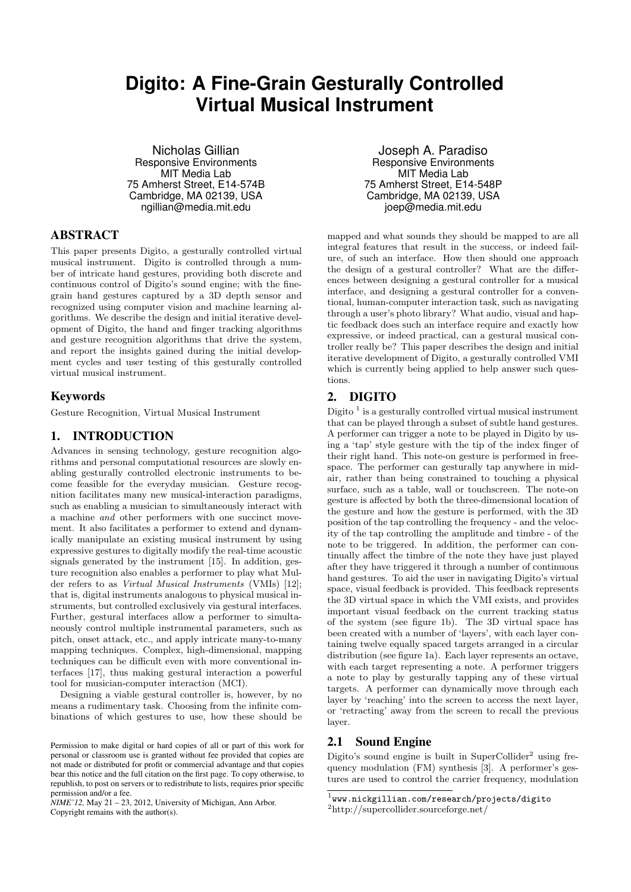# Digito: A Fine-Grain Gesturally Controlled Virtual Musical Instrument

Nicholas Gillian
Responsive Environments
MIT Media Lab
75 Amherst Street, E14-574B
Cambridge, MA 02139, USA
ngillian@media.mit.edu

Joseph A. Paradiso
Responsive Environments
MIT Media Lab
75 Amherst Street, E14-548P
Cambridge, MA 02139, USA
joep@media.mit.edu

## ABSTRACT

This paper presents Digito, a gesturally controlled virtual musical instrument. Digito is controlled through a number of intricate hand gestures, providing both discrete and continuous control of Digito's sound engine; with the fine-grain hand gestures captured by a 3D depth sensor and recognized using computer vision and machine learning algorithms. We describe the design and initial iterative development of Digito, the hand and finger tracking algorithms and gesture recognition algorithms that drive the system, and report the insights gained during the initial development cycles and user testing of this gesturally controlled virtual musical instrument.

## Keywords

Gesture Recognition, Virtual Musical Instrument

## 1. INTRODUCTION

Advances in sensing technology, gesture recognition algorithms and personal computational resources are slowly enabling gesturally controlled electronic instruments to become feasible for the everyday musician. Gesture recognition facilitates many new musical-interaction paradigms, such as enabling a musician to simultaneously interact with a machine *and* other performers with one succinct movement. It also facilitates a performer to extend and dynamically manipulate an existing musical instrument by using expressive gestures to digitally modify the real-time acoustic signals generated by the instrument [15]. In addition, gesture recognition also enables a performer to play what Mulder refers to as *Virtual Musical Instruments* (VMIs) [12]; that is, digital instruments analogous to physical musical instruments, but controlled exclusively via gestural interfaces. Further, gestural interfaces allow a performer to simultaneously control multiple instrumental parameters, such as pitch, onset attack, etc., and apply intricate many-to-many mapping techniques. Complex, high-dimensional, mapping techniques can be difficult even with more conventional interfaces [17], thus making gestural interaction a powerful tool for musician-computer interaction (MCI).

Designing a viable gestural controller is, however, by no means a rudimentary task. Choosing from the infinite combinations of which gestures to use, how these should be mapped and what sounds they should be mapped to are all integral features that result in the success, or indeed failure, of such an interface. How then should one approach the design of a gestural controller? What are the differences between designing a gestural controller for a musical interface, and designing a gestural controller for a conventional, human-computer interaction task, such as navigating through a user's photo library? What audio, visual and haptic feedback does such an interface require and exactly how expressive, or indeed practical, can a gestural musical controller really be? This paper describes the design and initial iterative development of Digito, a gesturally controlled VMI which is currently being applied to help answer such questions.

## 2. DIGITO

Digito [1] is a gesturally controlled virtual musical instrument that can be played through a subset of subtle hand gestures. A performer can trigger a note to be played in Digito by using a 'tap' style gesture with the tip of the index finger of their right hand. This note-on gesture is performed in free-space. The performer can gesturally tap anywhere in mid-air, rather than being constrained to touching a physical surface, such as a table, wall or touchscreen. The note-on gesture is affected by both the three-dimensional location of the gesture and how the gesture is performed, with the 3D position of the tap controlling the frequency - and the velocity of the tap controlling the amplitude and timbre - of the note to be triggered. In addition, the performer can continually affect the timbre of the note they have just played after they have triggered it through a number of continuous hand gestures. To aid the user in navigating Digito's virtual space, visual feedback is provided. This feedback represents the 3D virtual space in which the VMI exists, and provides important visual feedback on the current tracking status of the system (see figure 1b). The 3D virtual space has been created with a number of 'layers', with each layer containing twelve equally spaced targets arranged in a circular distribution (see figure 1a). Each layer represents an octave, with each target representing a note. A performer triggers a note to play by gesturally tapping any of these virtual targets. A performer can dynamically move through each layer by 'reaching' into the screen to access the next layer, or 'retracting' away from the screen to recall the previous layer.

### 2.1 Sound Engine

Digito's sound engine is built in SuperCollider[2] using frequency modulation (FM) synthesis [3]. A performer's gestures are used to control the carrier frequency, modulation

[1] www.nickgillian.com/research/projects/digito

[2] http://supercollider.sourceforge.net/

Permission to make digital or hard copies of all or part of this work for personal or classroom use is granted without fee provided that copies are not made or distributed for profit or commercial advantage and that copies bear this notice and the full citation on the first page. To copy otherwise, to republish, to post on servers or to redistribute to lists, requires prior specific permission and/or a fee.
*NIME'12,* May 21 – 23, 2012, University of Michigan, Ann Arbor.
Copyright remains with the author(s).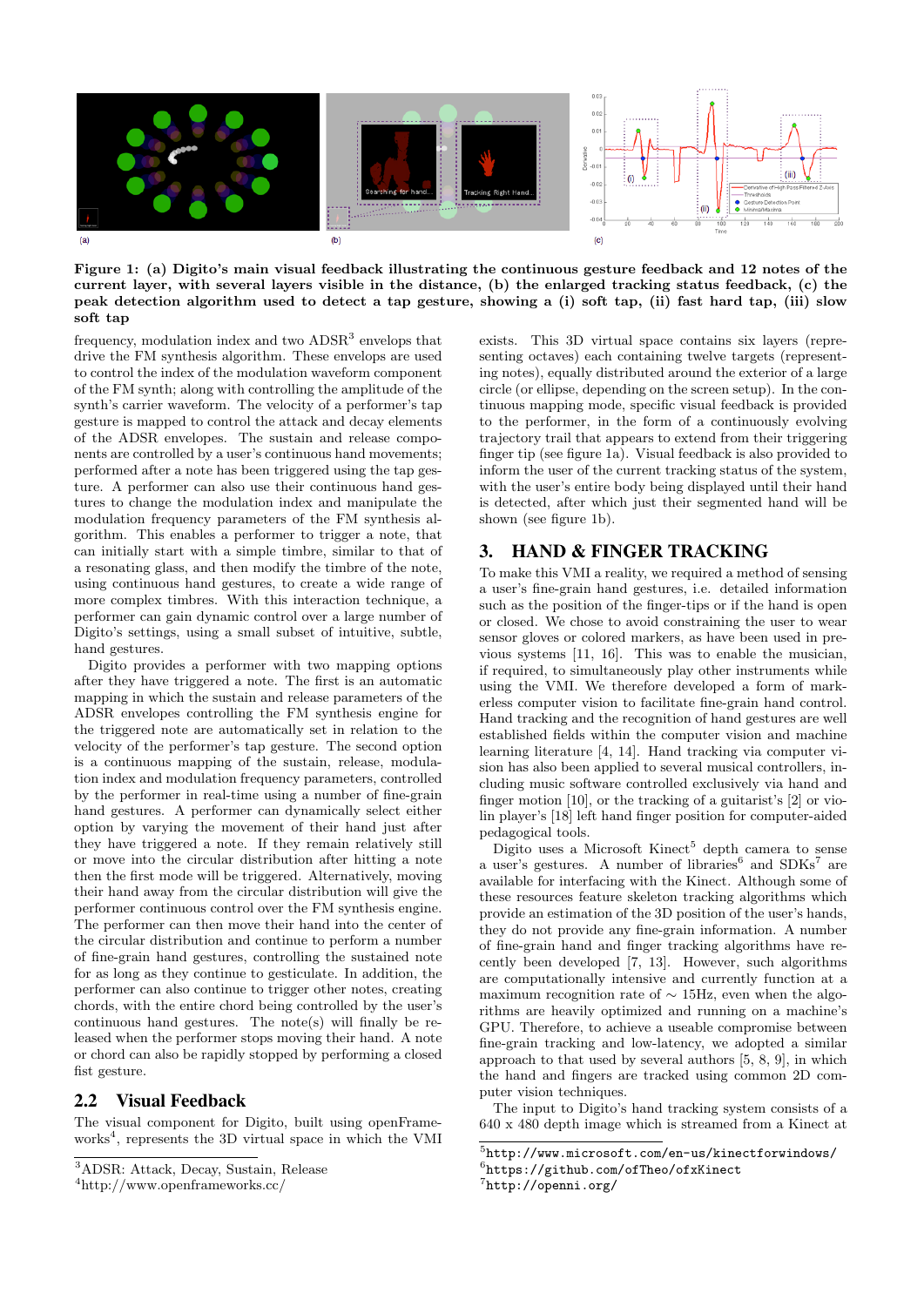(a)

Searching for hand...

Tracking Right Hand...

(b)

(i)

(ii)

(iii)

Derivative

Time

Derivative of High Pass Filtered Z-Axis

Thresholds

Gesture Detection Point

Minima/Maxima

(c)

**Figure 1: (a) Digito's main visual feedback illustrating the continuous gesture feedback and 12 notes of the current layer, with several layers visible in the distance, (b) the enlarged tracking status feedback, (c) the peak detection algorithm used to detect a tap gesture, showing a (i) soft tap, (ii) fast hard tap, (iii) slow soft tap**

frequency, modulation index and two ADSR[3] envelops that drive the FM synthesis algorithm. These envelops are used to control the index of the modulation waveform component of the FM synth; along with controlling the amplitude of the synth's carrier waveform. The velocity of a performer's tap gesture is mapped to control the attack and decay elements of the ADSR envelopes. The sustain and release components are controlled by a user's continuous hand movements; performed after a note has been triggered using the tap gesture. A performer can also use their continuous hand gestures to change the modulation index and manipulate the modulation frequency parameters of the FM synthesis algorithm. This enables a performer to trigger a note, that can initially start with a simple timbre, similar to that of a resonating glass, and then modify the timbre of the note, using continuous hand gestures, to create a wide range of more complex timbres. With this interaction technique, a performer can gain dynamic control over a large number of Digito's settings, using a small subset of intuitive, subtle, hand gestures.

Digito provides a performer with two mapping options after they have triggered a note. The first is an automatic mapping in which the sustain and release parameters of the ADSR envelopes controlling the FM synthesis engine for the triggered note are automatically set in relation to the velocity of the performer's tap gesture. The second option is a continuous mapping of the sustain, release, modulation index and modulation frequency parameters, controlled by the performer in real-time using a number of fine-grain hand gestures. A performer can dynamically select either option by varying the movement of their hand just after they have triggered a note. If they remain relatively still or move into the circular distribution after hitting a note then the first mode will be triggered. Alternatively, moving their hand away from the circular distribution will give the performer continuous control over the FM synthesis engine. The performer can then move their hand into the center of the circular distribution and continue to perform a number of fine-grain hand gestures, controlling the sustained note for as long as they continue to gesticulate. In addition, the performer can also continue to trigger other notes, creating chords, with the entire chord being controlled by the user's continuous hand gestures. The note(s) will finally be released when the performer stops moving their hand. A note or chord can also be rapidly stopped by performing a closed fist gesture.

## 2.2 Visual Feedback

The visual component for Digito, built using openFrameworks[4], represents the 3D virtual space in which the VMI exists. This 3D virtual space contains six layers (representing octaves) each containing twelve targets (representing notes), equally distributed around the exterior of a large circle (or ellipse, depending on the screen setup). In the continuous mapping mode, specific visual feedback is provided to the performer, in the form of a continuously evolving trajectory trail that appears to extend from their triggering finger tip (see figure 1a). Visual feedback is also provided to inform the user of the current tracking status of the system, with the user's entire body being displayed until their hand is detected, after which just their segmented hand will be shown (see figure 1b).

# 3. HAND & FINGER TRACKING

To make this VMI a reality, we required a method of sensing a user's fine-grain hand gestures, i.e. detailed information such as the position of the finger-tips or if the hand is open or closed. We chose to avoid constraining the user to wear sensor gloves or colored markers, as have been used in previous systems [11, 16]. This was to enable the musician, if required, to simultaneously play other instruments while using the VMI. We therefore developed a form of markerless computer vision to facilitate fine-grain hand control. Hand tracking and the recognition of hand gestures are well established fields within the computer vision and machine learning literature [4, 14]. Hand tracking via computer vision has also been applied to several musical controllers, including music software controlled exclusively via hand and finger motion [10], or the tracking of a guitarist's [2] or violin player's [18] left hand finger position for computer-aided pedagogical tools.

Digito uses a Microsoft Kinect[5] depth camera to sense a user's gestures. A number of libraries[6] and SDKs[7] are available for interfacing with the Kinect. Although some of these resources feature skeleton tracking algorithms which provide an estimation of the 3D position of the user's hands, they do not provide any fine-grain information. A number of fine-grain hand and finger tracking algorithms have recently been developed [7, 13]. However, such algorithms are computationally intensive and currently function at a maximum recognition rate of $\sim$ 15Hz, even when the algorithms are heavily optimized and running on a machine's GPU. Therefore, to achieve a useable compromise between fine-grain tracking and low-latency, we adopted a similar approach to that used by several authors [5, 8, 9], in which the hand and fingers are tracked using common 2D computer vision techniques.

The input to Digito's hand tracking system consists of a 640 x 480 depth image which is streamed from a Kinect at

[3]ADSR: Attack, Decay, Sustain, Release

[4]http://www.openframeworks.cc/

[5]http://www.microsoft.com/en-us/kinectforwindows/

[6]https://github.com/ofTheo/ofxKinect

[7]http://openni.org/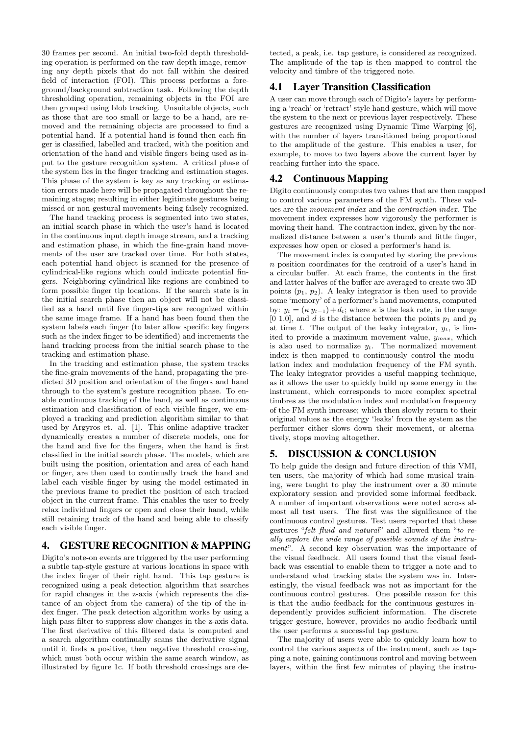30 frames per second. An initial two-fold depth thresholding operation is performed on the raw depth image, removing any depth pixels that do not fall within the desired field of interaction (FOI). This process performs a foreground/background subtraction task. Following the depth thresholding operation, remaining objects in the FOI are then grouped using blob tracking. Unsuitable objects, such as those that are too small or large to be a hand, are removed and the remaining objects are processed to find a potential hand. If a potential hand is found then each finger is classified, labelled and tracked, with the position and orientation of the hand and visible fingers being used as input to the gesture recognition system. A critical phase of the system lies in the finger tracking and estimation stages. This phase of the system is key as any tracking or estimation errors made here will be propagated throughout the remaining stages; resulting in either legitimate gestures being missed or non-gestural movements being falsely recognized.

The hand tracking process is segmented into two states, an initial search phase in which the user's hand is located in the continuous input depth image stream, and a tracking and estimation phase, in which the fine-grain hand movements of the user are tracked over time. For both states, each potential hand object is scanned for the presence of cylindrical-like regions which could indicate potential fingers. Neighboring cylindrical-like regions are combined to form possible finger tip locations. If the search state is in the initial search phase then an object will not be classified as a hand until five finger-tips are recognized within the same image frame. If a hand has been found then the system labels each finger (to later allow specific key fingers such as the index finger to be identified) and increments the hand tracking process from the initial search phase to the tracking and estimation phase.

In the tracking and estimation phase, the system tracks the fine-grain movements of the hand, propagating the predicted 3D position and orientation of the fingers and hand through to the system's gesture recognition phase. To enable continuous tracking of the hand, as well as continuous estimation and classification of each visible finger, we employed a tracking and prediction algorithm similar to that used by Argyros et. al. [1]. This online adaptive tracker dynamically creates a number of discrete models, one for the hand and five for the fingers, when the hand is first classified in the initial search phase. The models, which are built using the position, orientation and area of each hand or finger, are then used to continually track the hand and label each visible finger by using the model estimated in the previous frame to predict the position of each tracked object in the current frame. This enables the user to freely relax individual fingers or open and close their hand, while still retaining track of the hand and being able to classify each visible finger.

## 4. GESTURE RECOGNITION & MAPPING

Digito's note-on events are triggered by the user performing a subtle tap-style gesture at various locations in space with the index finger of their right hand. This tap gesture is recognized using a peak detection algorithm that searches for rapid changes in the z-axis (which represents the distance of an object from the camera) of the tip of the index finger. The peak detection algorithm works by using a high pass filter to suppress slow changes in the z-axis data. The first derivative of this filtered data is computed and a search algorithm continually scans the derivative signal until it finds a positive, then negative threshold crossing, which must both occur within the same search window, as illustrated by figure 1c. If both threshold crossings are detected, a peak, i.e. tap gesture, is considered as recognized. The amplitude of the tap is then mapped to control the velocity and timbre of the triggered note.

### 4.1 Layer Transition Classification

A user can move through each of Digito's layers by performing a 'reach' or 'retract' style hand gesture, which will move the system to the next or previous layer respectively. These gestures are recognized using Dynamic Time Warping [6], with the number of layers transitioned being proportional to the amplitude of the gesture. This enables a user, for example, to move to two layers above the current layer by reaching further into the space.

### 4.2 Continuous Mapping

Digito continuously computes two values that are then mapped to control various parameters of the FM synth. These values are the *movement index* and the *contraction index*. The movement index expresses how vigorously the performer is moving their hand. The contraction index, given by the normalized distance between a user's thumb and little finger, expresses how open or closed a performer's hand is.

The movement index is computed by storing the previous $n$ position coordinates for the centroid of a user's hand in a circular buffer. At each frame, the contents in the first and latter halves of the buffer are averaged to create two 3D points ($p_1$, $p_2$). A leaky integrator is then used to provide some 'memory' of a performer's hand movements, computed by: $y_t = (\kappa\, y_{t-1}) + d_t$; where $\kappa$ is the leak rate, in the range [0 1.0], and $d$ is the distance between the points $p_1$ and $p_2$ at time $t$. The output of the leaky integrator, $y_t$, is limited to provide a maximum movement value, $y_{max}$, which is also used to normalize $y_t$. The normalized movement index is then mapped to continuously control the modulation index and modulation frequency of the FM synth. The leaky integrator provides a useful mapping technique, as it allows the user to quickly build up some energy in the instrument, which corresponds to more complex spectral timbres as the modulation index and modulation frequency of the FM synth increase; which then slowly return to their original values as the energy 'leaks' from the system as the performer either slows down their movement, or alternatively, stops moving altogether.

## 5. DISCUSSION & CONCLUSION

To help guide the design and future direction of this VMI, ten users, the majority of which had some musical training, were taught to play the instrument over a 30 minute exploratory session and provided some informal feedback. A number of important observations were noted across almost all test users. The first was the significance of the continuous control gestures. Test users reported that these gestures "*felt fluid and natural*" and allowed them "*to really explore the wide range of possible sounds of the instrument*". A second key observation was the importance of the visual feedback. All users found that the visual feedback was essential to enable them to trigger a note and to understand what tracking state the system was in. Interestingly, the visual feedback was not as important for the continuous control gestures. One possible reason for this is that the audio feedback for the continuous gestures independently provides sufficient information. The discrete trigger gesture, however, provides no audio feedback until the user performs a successful tap gesture.

The majority of users were able to quickly learn how to control the various aspects of the instrument, such as tapping a note, gaining continuous control and moving between layers, within the first few minutes of playing the instru-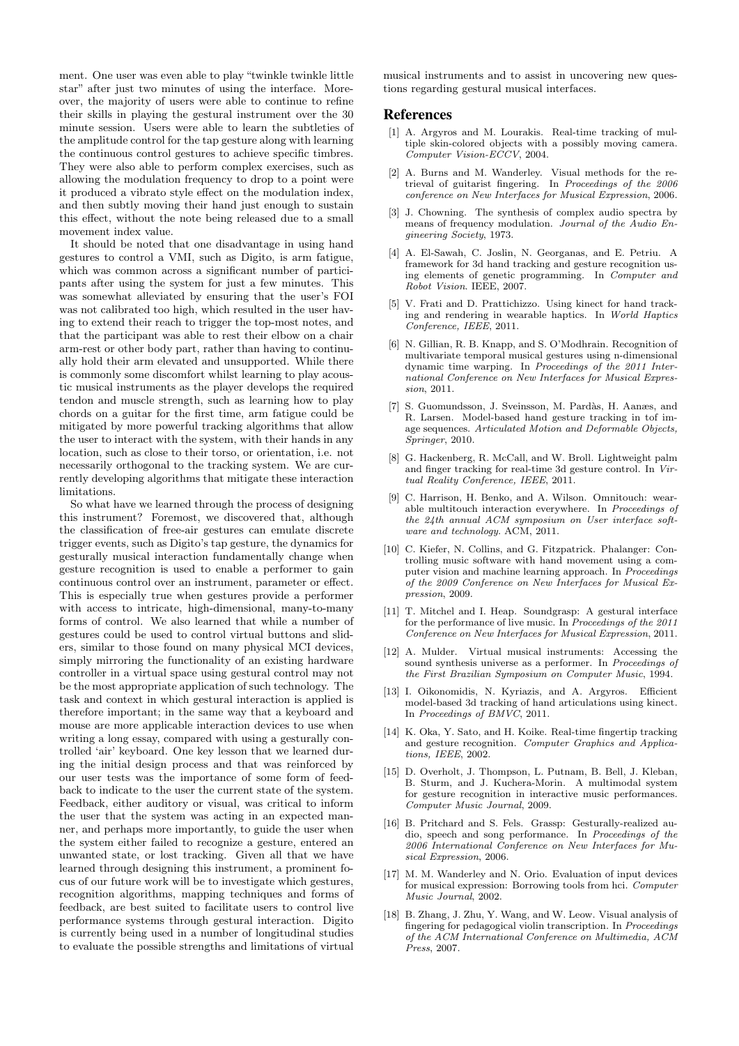ment. One user was even able to play "twinkle twinkle little star" after just two minutes of using the interface. Moreover, the majority of users were able to continue to refine their skills in playing the gestural instrument over the 30 minute session. Users were able to learn the subtleties of the amplitude control for the tap gesture along with learning the continuous control gestures to achieve specific timbres. They were also able to perform complex exercises, such as allowing the modulation frequency to drop to a point were it produced a vibrato style effect on the modulation index, and then subtly moving their hand just enough to sustain this effect, without the note being released due to a small movement index value.

It should be noted that one disadvantage in using hand gestures to control a VMI, such as Digito, is arm fatigue, which was common across a significant number of participants after using the system for just a few minutes. This was somewhat alleviated by ensuring that the user's FOI was not calibrated too high, which resulted in the user having to extend their reach to trigger the top-most notes, and that the participant was able to rest their elbow on a chair arm-rest or other body part, rather than having to continually hold their arm elevated and unsupported. While there is commonly some discomfort whilst learning to play acoustic musical instruments as the player develops the required tendon and muscle strength, such as learning how to play chords on a guitar for the first time, arm fatigue could be mitigated by more powerful tracking algorithms that allow the user to interact with the system, with their hands in any location, such as close to their torso, or orientation, i.e. not necessarily orthogonal to the tracking system. We are currently developing algorithms that mitigate these interaction limitations.

So what have we learned through the process of designing this instrument? Foremost, we discovered that, although the classification of free-air gestures can emulate discrete trigger events, such as Digito's tap gesture, the dynamics for gesturally musical interaction fundamentally change when gesture recognition is used to enable a performer to gain continuous control over an instrument, parameter or effect. This is especially true when gestures provide a performer with access to intricate, high-dimensional, many-to-many forms of control. We also learned that while a number of gestures could be used to control virtual buttons and sliders, similar to those found on many physical MCI devices, simply mirroring the functionality of an existing hardware controller in a virtual space using gestural control may not be the most appropriate application of such technology. The task and context in which gestural interaction is applied is therefore important; in the same way that a keyboard and mouse are more applicable interaction devices to use when writing a long essay, compared with using a gesturally controlled 'air' keyboard. One key lesson that we learned during the initial design process and that was reinforced by our user tests was the importance of some form of feedback to indicate to the user the current state of the system. Feedback, either auditory or visual, was critical to inform the user that the system was acting in an expected manner, and perhaps more importantly, to guide the user when the system either failed to recognize a gesture, entered an unwanted state, or lost tracking. Given all that we have learned through designing this instrument, a prominent focus of our future work will be to investigate which gestures, recognition algorithms, mapping techniques and forms of feedback, are best suited to facilitate users to control live performance systems through gestural interaction. Digito is currently being used in a number of longitudinal studies to evaluate the possible strengths and limitations of virtual musical instruments and to assist in uncovering new questions regarding gestural musical interfaces.

## References

[1] A. Argyros and M. Lourakis. Real-time tracking of multiple skin-colored objects with a possibly moving camera. *Computer Vision-ECCV*, 2004.

[2] A. Burns and M. Wanderley. Visual methods for the retrieval of guitarist fingering. In *Proceedings of the 2006 conference on New Interfaces for Musical Expression*, 2006.

[3] J. Chowning. The synthesis of complex audio spectra by means of frequency modulation. *Journal of the Audio Engineering Society*, 1973.

[4] A. El-Sawah, C. Joslin, N. Georganas, and E. Petriu. A framework for 3d hand tracking and gesture recognition using elements of genetic programming. In *Computer and Robot Vision*. IEEE, 2007.

[5] V. Frati and D. Prattichizzo. Using kinect for hand tracking and rendering in wearable haptics. In *World Haptics Conference, IEEE*, 2011.

[6] N. Gillian, R. B. Knapp, and S. O'Modhrain. Recognition of multivariate temporal musical gestures using n-dimensional dynamic time warping. In *Proceedings of the 2011 International Conference on New Interfaces for Musical Expression*, 2011.

[7] S. Guomundsson, J. Sveinsson, M. Pardàs, H. Aanæs, and R. Larsen. Model-based hand gesture tracking in tof image sequences. *Articulated Motion and Deformable Objects, Springer*, 2010.

[8] G. Hackenberg, R. McCall, and W. Broll. Lightweight palm and finger tracking for real-time 3d gesture control. In *Virtual Reality Conference, IEEE*, 2011.

[9] C. Harrison, H. Benko, and A. Wilson. Omnitouch: wearable multitouch interaction everywhere. In *Proceedings of the 24th annual ACM symposium on User interface software and technology*. ACM, 2011.

[10] C. Kiefer, N. Collins, and G. Fitzpatrick. Phalanger: Controlling music software with hand movement using a computer vision and machine learning approach. In *Proceedings of the 2009 Conference on New Interfaces for Musical Expression*, 2009.

[11] T. Mitchel and I. Heap. Soundgrasp: A gestural interface for the performance of live music. In *Proceedings of the 2011 Conference on New Interfaces for Musical Expression*, 2011.

[12] A. Mulder. Virtual musical instruments: Accessing the sound synthesis universe as a performer. In *Proceedings of the First Brazilian Symposium on Computer Music*, 1994.

[13] I. Oikonomidis, N. Kyriazis, and A. Argyros. Efficient model-based 3d tracking of hand articulations using kinect. In *Proceedings of BMVC*, 2011.

[14] K. Oka, Y. Sato, and H. Koike. Real-time fingertip tracking and gesture recognition. *Computer Graphics and Applications, IEEE*, 2002.

[15] D. Overholt, J. Thompson, L. Putnam, B. Bell, J. Kleban, B. Sturm, and J. Kuchera-Morin. A multimodal system for gesture recognition in interactive music performances. *Computer Music Journal*, 2009.

[16] B. Pritchard and S. Fels. Grassp: Gesturally-realized audio, speech and song performance. In *Proceedings of the 2006 International Conference on New Interfaces for Musical Expression*, 2006.

[17] M. M. Wanderley and N. Orio. Evaluation of input devices for musical expression: Borrowing tools from hci. *Computer Music Journal*, 2002.

[18] B. Zhang, J. Zhu, Y. Wang, and W. Leow. Visual analysis of fingering for pedagogical violin transcription. In *Proceedings of the ACM International Conference on Multimedia, ACM Press*, 2007.